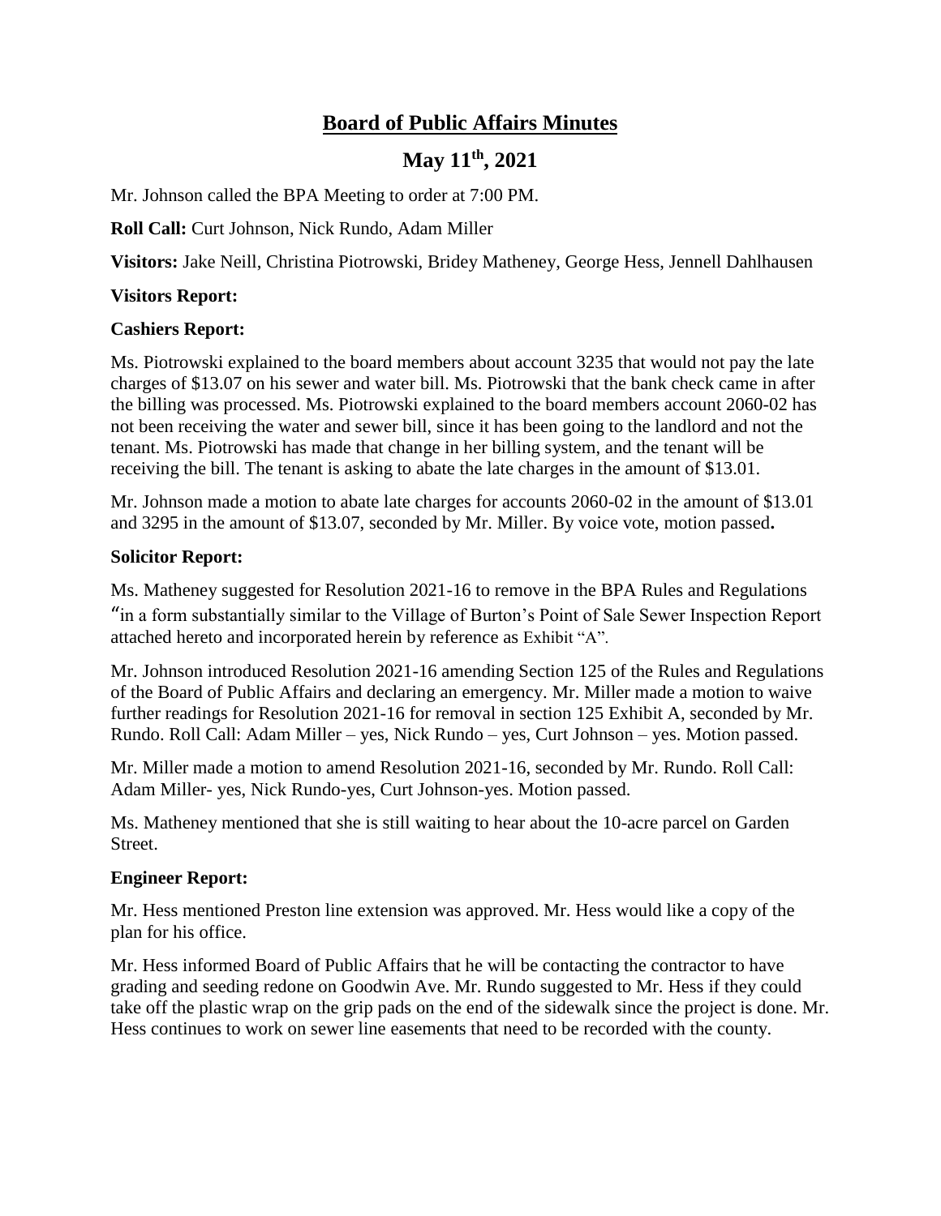# Board of Public Affairs Minutes

## May 11th, 2021

Mr. Johnson called the BPA Meeting to order at 7:00 PM.

**Roll Call:** Curt Johnson, Nick Rundo, Adam Miller

**Visitors:** Jake Neill, Christina Piotrowski, Bridey Matheney, George Hess, Jennell Dahlhausen

**Visitors Report:**

**Cashiers Report:**

Ms. Piotrowski explained to the board members about account 3235 that would not pay the late charges of $13.07 on his sewer and water bill. Ms. Piotrowski that the bank check came in after the billing was processed. Ms. Piotrowski explained to the board members account 2060-02 has not been receiving the water and sewer bill, since it has been going to the landlord and not the tenant. Ms. Piotrowski has made that change in her billing system, and the tenant will be receiving the bill. The tenant is asking to abate the late charges in the amount of $13.01.

Mr. Johnson made a motion to abate late charges for accounts 2060-02 in the amount of $13.01 and 3295 in the amount of $13.07, seconded by Mr. Miller. By voice vote, motion passed**.**

**Solicitor Report:**

Ms. Matheney suggested for Resolution 2021-16 to remove in the BPA Rules and Regulations "in a form substantially similar to the Village of Burton's Point of Sale Sewer Inspection Report attached hereto and incorporated herein by reference as Exhibit "A".

Mr. Johnson introduced Resolution 2021-16 amending Section 125 of the Rules and Regulations of the Board of Public Affairs and declaring an emergency. Mr. Miller made a motion to waive further readings for Resolution 2021-16 for removal in section 125 Exhibit A, seconded by Mr. Rundo. Roll Call: Adam Miller – yes, Nick Rundo – yes, Curt Johnson – yes. Motion passed.

Mr. Miller made a motion to amend Resolution 2021-16, seconded by Mr. Rundo. Roll Call: Adam Miller- yes, Nick Rundo-yes, Curt Johnson-yes. Motion passed.

Ms. Matheney mentioned that she is still waiting to hear about the 10-acre parcel on Garden Street.

**Engineer Report:**

Mr. Hess mentioned Preston line extension was approved. Mr. Hess would like a copy of the plan for his office.

Mr. Hess informed Board of Public Affairs that he will be contacting the contractor to have grading and seeding redone on Goodwin Ave. Mr. Rundo suggested to Mr. Hess if they could take off the plastic wrap on the grip pads on the end of the sidewalk since the project is done. Mr. Hess continues to work on sewer line easements that need to be recorded with the county.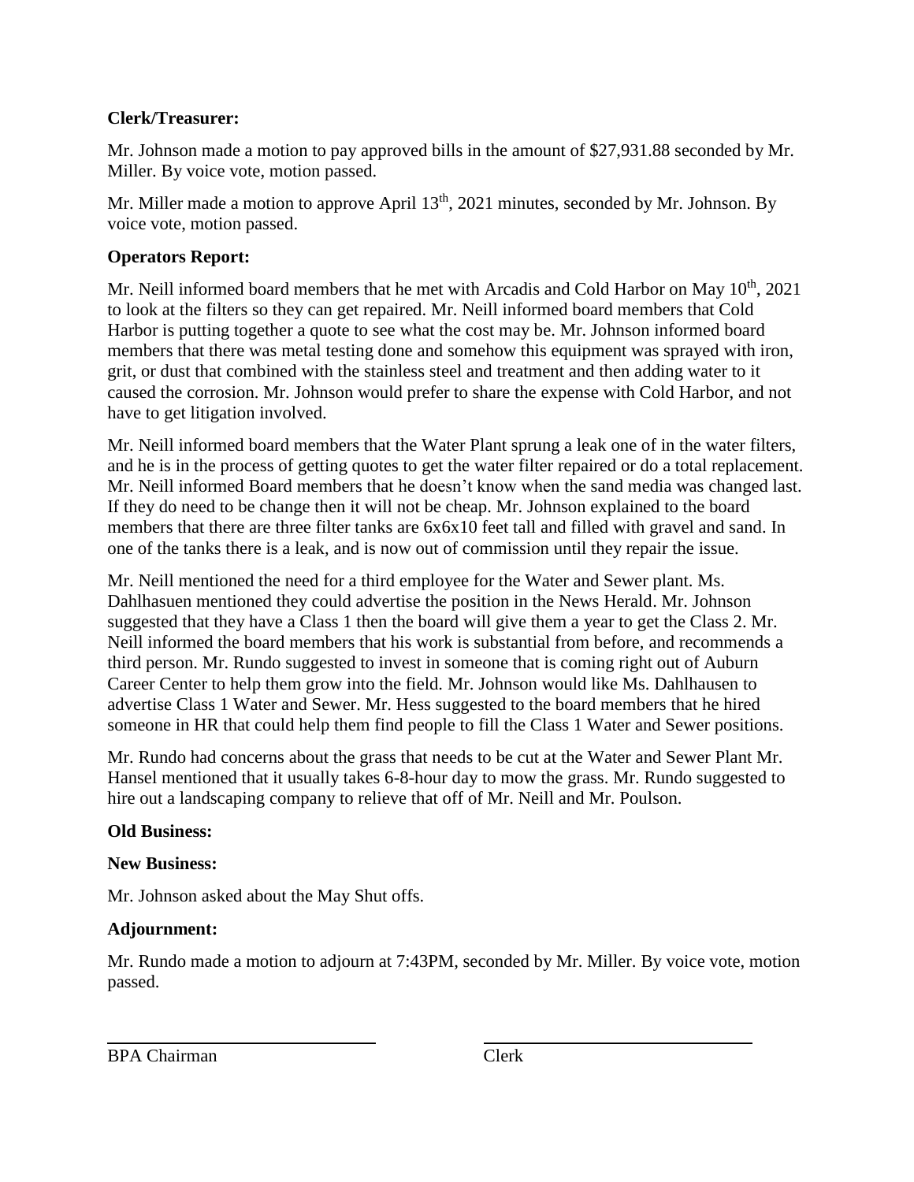**Clerk/Treasurer:**

Mr. Johnson made a motion to pay approved bills in the amount of $27,931.88 seconded by Mr. Miller. By voice vote, motion passed.

Mr. Miller made a motion to approve April 13th, 2021 minutes, seconded by Mr. Johnson. By voice vote, motion passed.

**Operators Report:**

Mr. Neill informed board members that he met with Arcadis and Cold Harbor on May 10th, 2021 to look at the filters so they can get repaired. Mr. Neill informed board members that Cold Harbor is putting together a quote to see what the cost may be. Mr. Johnson informed board members that there was metal testing done and somehow this equipment was sprayed with iron, grit, or dust that combined with the stainless steel and treatment and then adding water to it caused the corrosion. Mr. Johnson would prefer to share the expense with Cold Harbor, and not have to get litigation involved.

Mr. Neill informed board members that the Water Plant sprung a leak one of in the water filters, and he is in the process of getting quotes to get the water filter repaired or do a total replacement. Mr. Neill informed Board members that he doesn't know when the sand media was changed last. If they do need to be change then it will not be cheap. Mr. Johnson explained to the board members that there are three filter tanks are 6x6x10 feet tall and filled with gravel and sand. In one of the tanks there is a leak, and is now out of commission until they repair the issue.

Mr. Neill mentioned the need for a third employee for the Water and Sewer plant. Ms. Dahlhasuen mentioned they could advertise the position in the News Herald. Mr. Johnson suggested that they have a Class 1 then the board will give them a year to get the Class 2. Mr. Neill informed the board members that his work is substantial from before, and recommends a third person. Mr. Rundo suggested to invest in someone that is coming right out of Auburn Career Center to help them grow into the field. Mr. Johnson would like Ms. Dahlhausen to advertise Class 1 Water and Sewer. Mr. Hess suggested to the board members that he hired someone in HR that could help them find people to fill the Class 1 Water and Sewer positions.

Mr. Rundo had concerns about the grass that needs to be cut at the Water and Sewer Plant Mr. Hansel mentioned that it usually takes 6-8-hour day to mow the grass. Mr. Rundo suggested to hire out a landscaping company to relieve that off of Mr. Neill and Mr. Poulson.

**Old Business:**

**New Business:**

Mr. Johnson asked about the May Shut offs.

**Adjournment:**

Mr. Rundo made a motion to adjourn at 7:43PM, seconded by Mr. Miller. By voice vote, motion passed.

BPA Chairman

Clerk